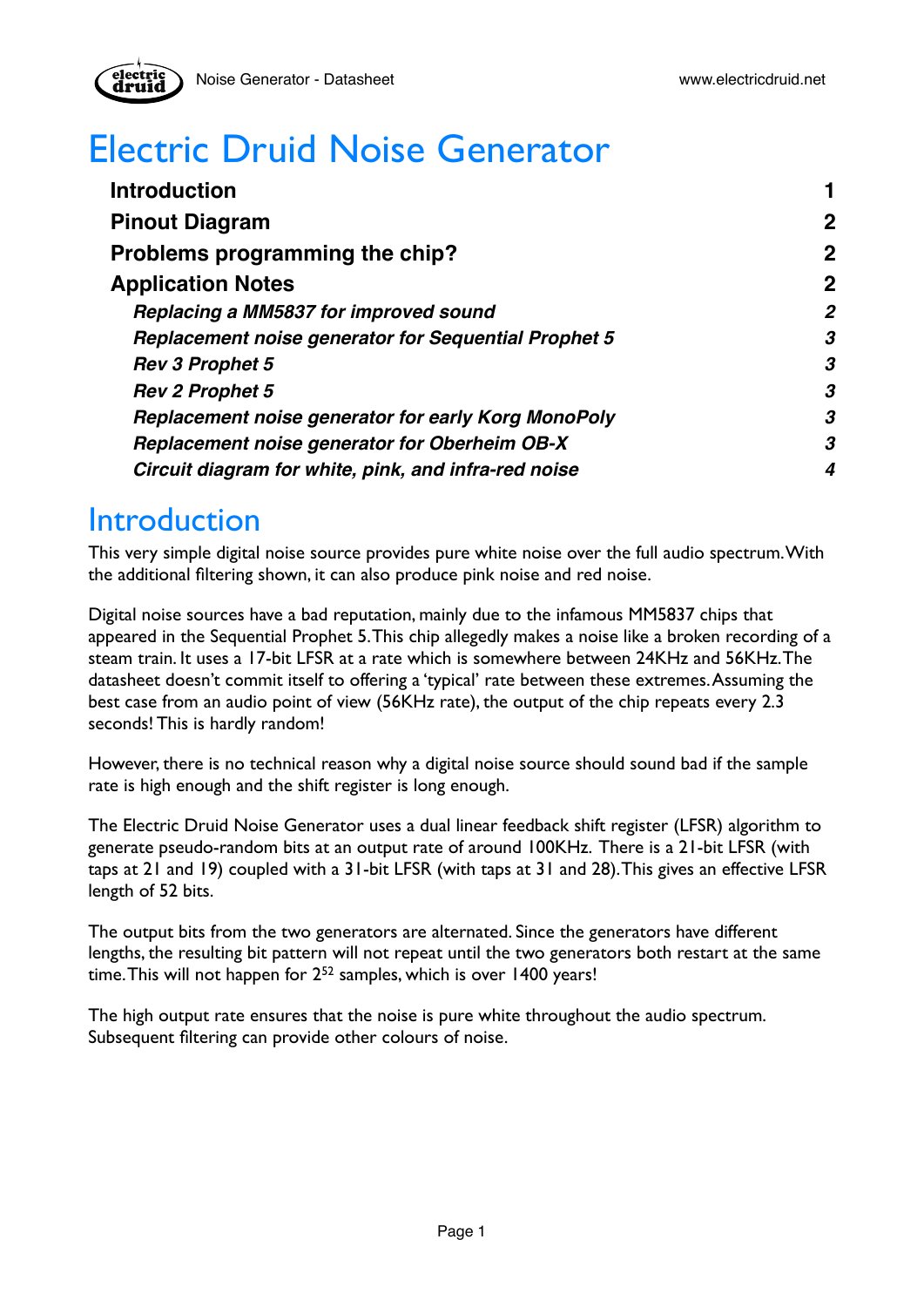# Electric Druid Noise Generator

| | |
|---|---|
| **Introduction** | **1** |
| **Pinout Diagram** | **2** |
| **Problems programming the chip?** | **2** |
| **Application Notes** | **2** |
| ***Replacing a MM5837 for improved sound*** | ***2*** |
| ***Replacement noise generator for Sequential Prophet 5*** | ***3*** |
| ***Rev 3 Prophet 5*** | ***3*** |
| ***Rev 2 Prophet 5*** | ***3*** |
| ***Replacement noise generator for early Korg MonoPoly*** | ***3*** |
| ***Replacement noise generator for Oberheim OB-X*** | ***3*** |
| ***Circuit diagram for white, pink, and infra-red noise*** | ***4*** |

## Introduction

This very simple digital noise source provides pure white noise over the full audio spectrum. With the additional filtering shown, it can also produce pink noise and red noise.

Digital noise sources have a bad reputation, mainly due to the infamous MM5837 chips that appeared in the Sequential Prophet 5. This chip allegedly makes a noise like a broken recording of a steam train. It uses a 17-bit LFSR at a rate which is somewhere between 24KHz and 56KHz. The datasheet doesn't commit itself to offering a 'typical' rate between these extremes. Assuming the best case from an audio point of view (56KHz rate), the output of the chip repeats every 2.3 seconds! This is hardly random!

However, there is no technical reason why a digital noise source should sound bad if the sample rate is high enough and the shift register is long enough.

The Electric Druid Noise Generator uses a dual linear feedback shift register (LFSR) algorithm to generate pseudo-random bits at an output rate of around 100KHz. There is a 21-bit LFSR (with taps at 21 and 19) coupled with a 31-bit LFSR (with taps at 31 and 28). This gives an effective LFSR length of 52 bits.

The output bits from the two generators are alternated. Since the generators have different lengths, the resulting bit pattern will not repeat until the two generators both restart at the same time. This will not happen for $2^{52}$ samples, which is over 1400 years!

The high output rate ensures that the noise is pure white throughout the audio spectrum. Subsequent filtering can provide other colours of noise.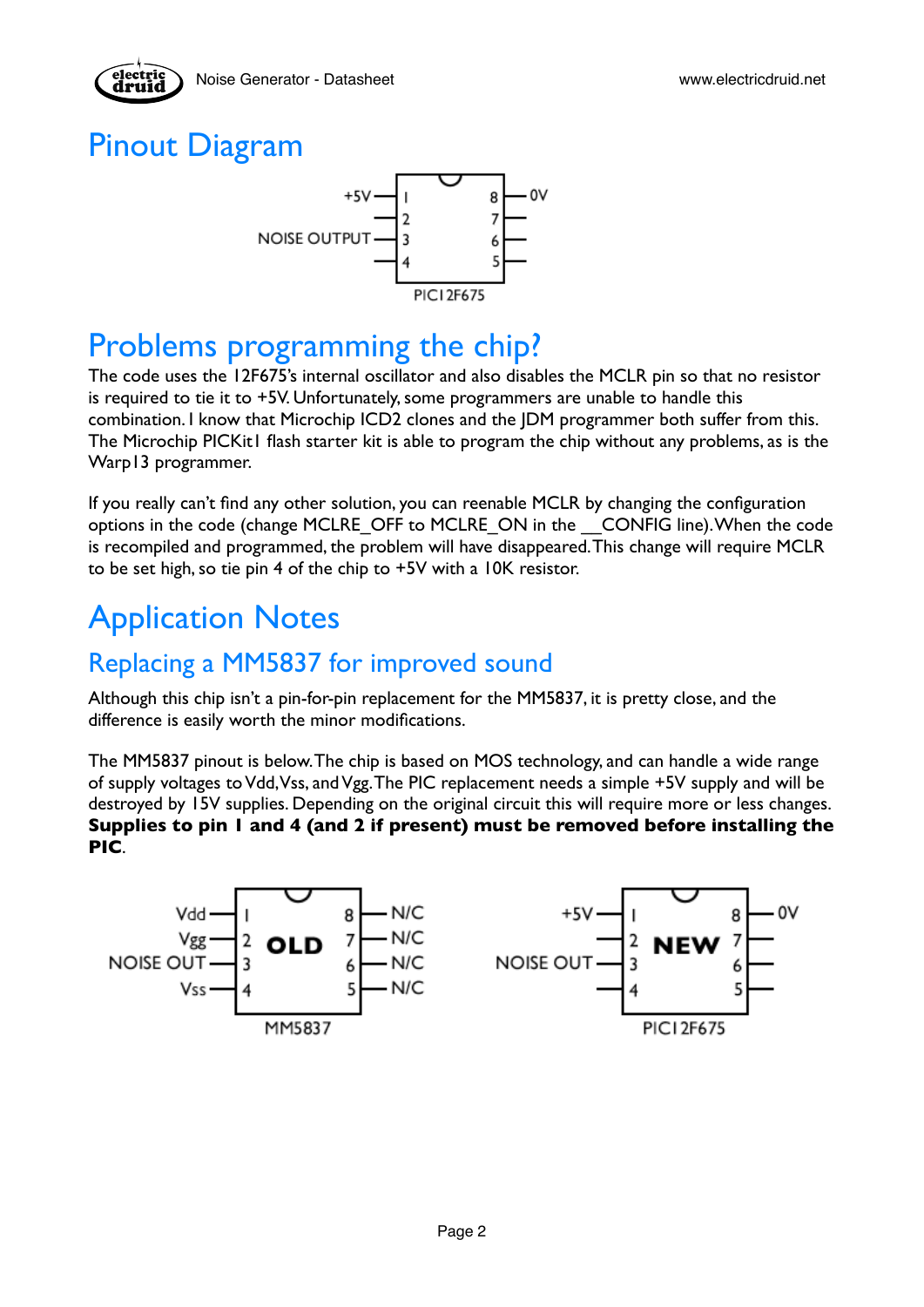# Pinout Diagram

| Label | Pin | Pin | Label |
|---|---|---|---|
| +5V | 1 | 8 | 0V |
| | 2 | 7 | |
| NOISE OUTPUT | 3 | 6 | |
| | 4 | 5 | |

PIC12F675

# Problems programming the chip?

The code uses the 12F675's internal oscillator and also disables the MCLR pin so that no resistor is required to tie it to +5V. Unfortunately, some programmers are unable to handle this combination. I know that Microchip ICD2 clones and the JDM programmer both suffer from this. The Microchip PICKit1 flash starter kit is able to program the chip without any problems, as is the Warp13 programmer.

If you really can't find any other solution, you can reenable MCLR by changing the configuration options in the code (change MCLRE_OFF to MCLRE_ON in the __CONFIG line). When the code is recompiled and programmed, the problem will have disappeared. This change will require MCLR to be set high, so tie pin 4 of the chip to +5V with a 10K resistor.

# Application Notes

## Replacing a MM5837 for improved sound

Although this chip isn't a pin-for-pin replacement for the MM5837, it is pretty close, and the difference is easily worth the minor modifications.

The MM5837 pinout is below. The chip is based on MOS technology, and can handle a wide range of supply voltages to Vdd, Vss, and Vgg. The PIC replacement needs a simple +5V supply and will be destroyed by 15V supplies. Depending on the original circuit this will require more or less changes. **Supplies to pin 1 and 4 (and 2 if present) must be removed before installing the PIC**.

**OLD** (MM5837)

| Label | Pin | Pin | Label |
|---|---|---|---|
| Vdd | 1 | 8 | N/C |
| Vgg | 2 | 7 | N/C |
| NOISE OUT | 3 | 6 | N/C |
| Vss | 4 | 5 | N/C |

**NEW** (PIC12F675)

| Label | Pin | Pin | Label |
|---|---|---|---|
| +5V | 1 | 8 | 0V |
| | 2 | 7 | |
| NOISE OUT | 3 | 6 | |
| | 4 | 5 | |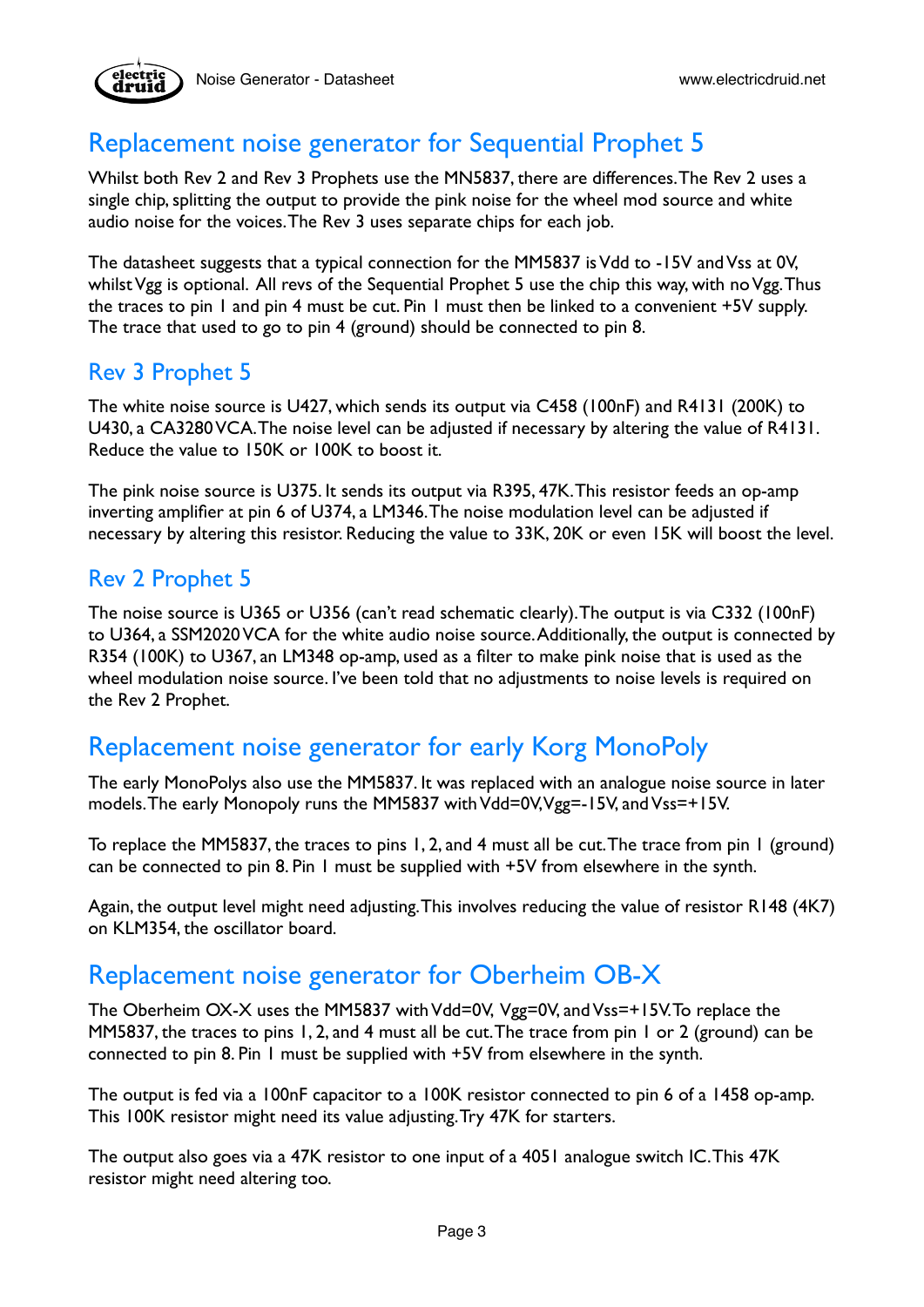## Replacement noise generator for Sequential Prophet 5

Whilst both Rev 2 and Rev 3 Prophets use the MN5837, there are differences. The Rev 2 uses a single chip, splitting the output to provide the pink noise for the wheel mod source and white audio noise for the voices. The Rev 3 uses separate chips for each job.

The datasheet suggests that a typical connection for the MM5837 is Vdd to -15V and Vss at 0V, whilst Vgg is optional. All revs of the Sequential Prophet 5 use the chip this way, with no Vgg. Thus the traces to pin 1 and pin 4 must be cut. Pin 1 must then be linked to a convenient +5V supply. The trace that used to go to pin 4 (ground) should be connected to pin 8.

### Rev 3 Prophet 5

The white noise source is U427, which sends its output via C458 (100nF) and R4131 (200K) to U430, a CA3280 VCA. The noise level can be adjusted if necessary by altering the value of R4131. Reduce the value to 150K or 100K to boost it.

The pink noise source is U375. It sends its output via R395, 47K. This resistor feeds an op-amp inverting amplifier at pin 6 of U374, a LM346. The noise modulation level can be adjusted if necessary by altering this resistor. Reducing the value to 33K, 20K or even 15K will boost the level.

### Rev 2 Prophet 5

The noise source is U365 or U356 (can't read schematic clearly). The output is via C332 (100nF) to U364, a SSM2020 VCA for the white audio noise source. Additionally, the output is connected by R354 (100K) to U367, an LM348 op-amp, used as a filter to make pink noise that is used as the wheel modulation noise source. I've been told that no adjustments to noise levels is required on the Rev 2 Prophet.

## Replacement noise generator for early Korg MonoPoly

The early MonoPolys also use the MM5837. It was replaced with an analogue noise source in later models. The early Monopoly runs the MM5837 with Vdd=0V, Vgg=-15V, and Vss=+15V.

To replace the MM5837, the traces to pins 1, 2, and 4 must all be cut. The trace from pin 1 (ground) can be connected to pin 8. Pin 1 must be supplied with +5V from elsewhere in the synth.

Again, the output level might need adjusting. This involves reducing the value of resistor R148 (4K7) on KLM354, the oscillator board.

## Replacement noise generator for Oberheim OB-X

The Oberheim OX-X uses the MM5837 with Vdd=0V, Vgg=0V, and Vss=+15V. To replace the MM5837, the traces to pins 1, 2, and 4 must all be cut. The trace from pin 1 or 2 (ground) can be connected to pin 8. Pin 1 must be supplied with +5V from elsewhere in the synth.

The output is fed via a 100nF capacitor to a 100K resistor connected to pin 6 of a 1458 op-amp. This 100K resistor might need its value adjusting. Try 47K for starters.

The output also goes via a 47K resistor to one input of a 4051 analogue switch IC. This 47K resistor might need altering too.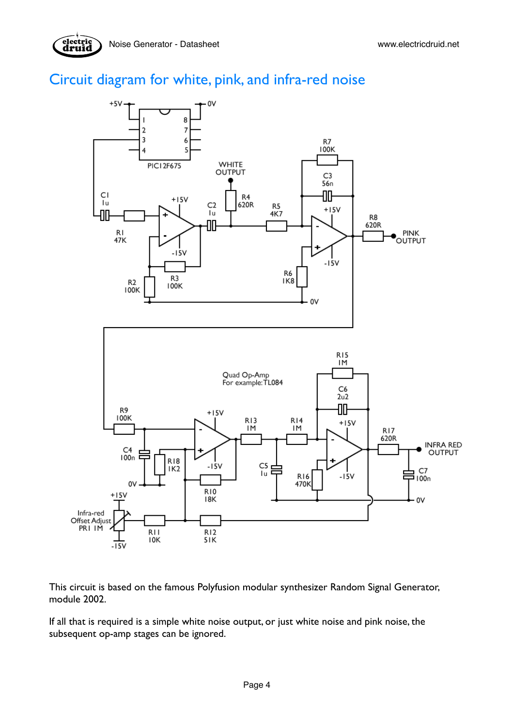# Circuit diagram for white, pink, and infra-red noise

+5V
0V
PIC12F675
1
2
3
4
8
7
6
5
C1
1u
R1
47K
+15V
-15V
R2
100K
R3
100K
C2
1u
WHITE OUTPUT
R4
620R
R5
4K7
R7
100K
C3
56n
+15V
-15V
R6
1K8
0V
R8
620R
PINK OUTPUT
Quad Op-Amp
For example: TL084
R9
100K
C4
100n
0V
R18
1K2
+15V
-15V
R10
18K
R13
1M
R14
1M
C5
1u
R15
1M
C6
2u2
+15V
-15V
R16
470K
R17
620R
INFRA RED OUTPUT
C7
100n
0V
+15V
Infra-red Offset Adjust
PR1 1M
-15V
R11
10K
R12
51K

This circuit is based on the famous Polyfusion modular synthesizer Random Signal Generator, module 2002.

If all that is required is a simple white noise output, or just white noise and pink noise, the subsequent op-amp stages can be ignored.